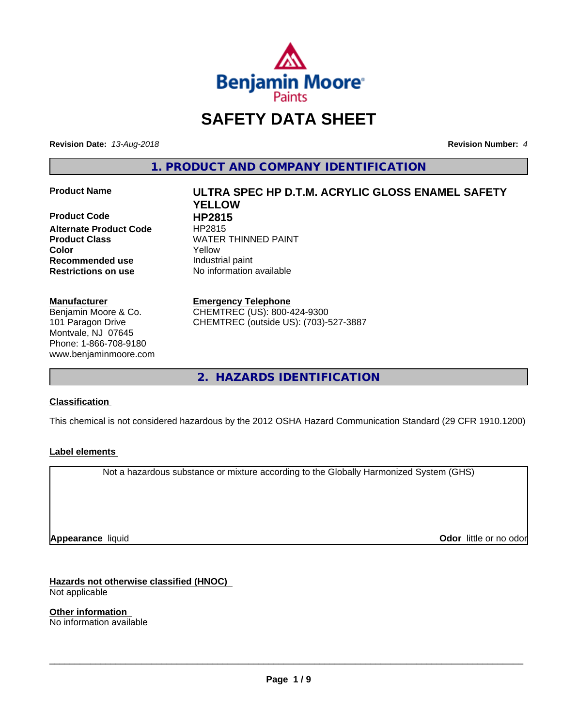# SAFETY DATA SHEET

**Revision Date:** *13-Aug-2018*

**Revision Number:** *4*

## 1. PRODUCT AND COMPANY IDENTIFICATION

| | |
|---|---|
| **Product Name** | **ULTRA SPEC HP D.T.M. ACRYLIC GLOSS ENAMEL SAFETY YELLOW** |
| **Product Code** | **HP2815** |
| **Alternate Product Code** | HP2815 |
| **Product Class** | WATER THINNED PAINT |
| **Color** | Yellow |
| **Recommended use** | Industrial paint |
| **Restrictions on use** | No information available |

**Manufacturer**
Benjamin Moore & Co.
101 Paragon Drive
Montvale, NJ 07645
Phone: 1-866-708-9180
www.benjaminmoore.com

**Emergency Telephone**
CHEMTREC (US): 800-424-9300
CHEMTREC (outside US): (703)-527-3887

## 2. HAZARDS IDENTIFICATION

**Classification**

This chemical is not considered hazardous by the 2012 OSHA Hazard Communication Standard (29 CFR 1910.1200)

**Label elements**

Not a hazardous substance or mixture according to the Globally Harmonized System (GHS)

**Appearance** liquid

**Odor** little or no odor

**Hazards not otherwise classified (HNOC)**
Not applicable

**Other information**
No information available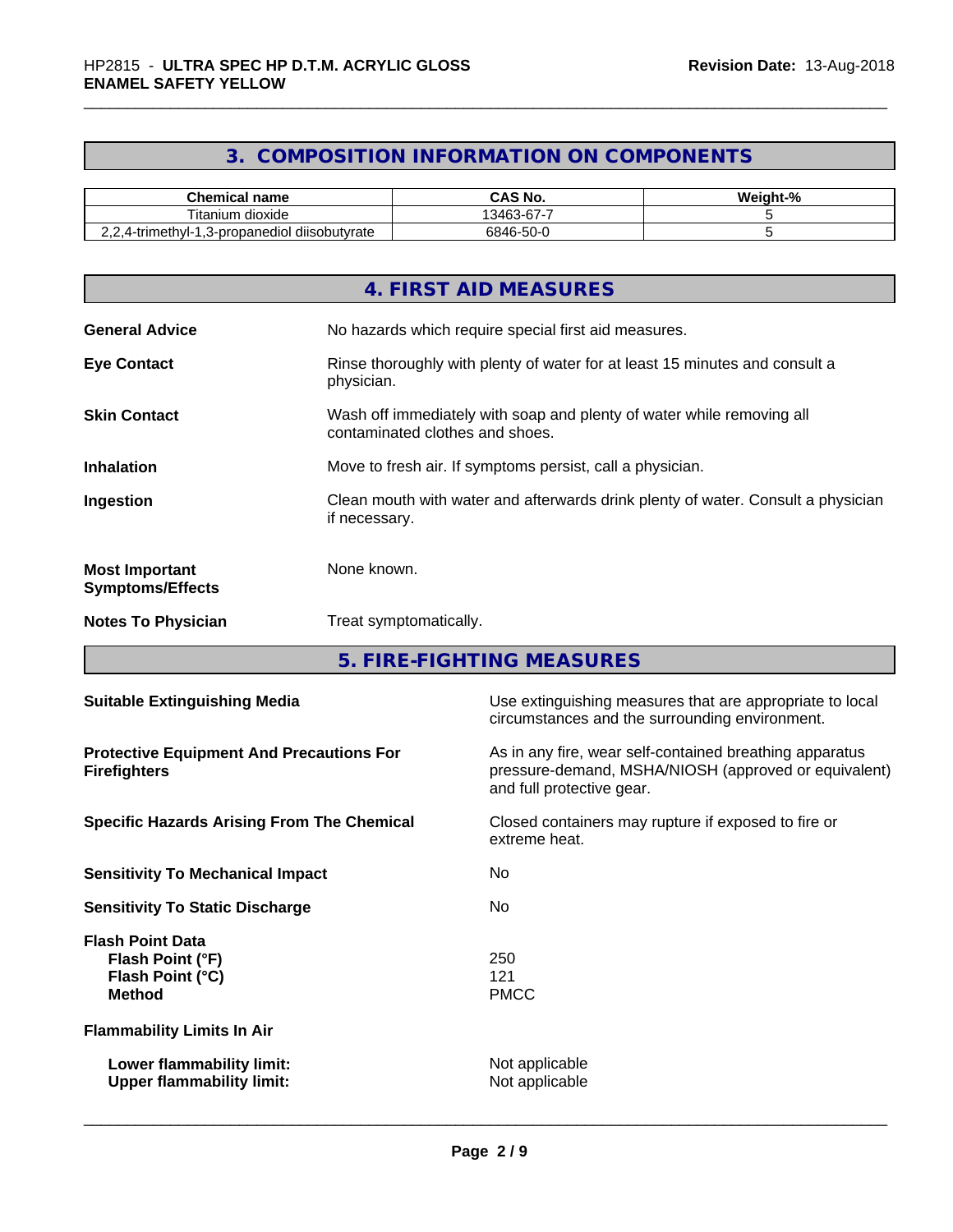## 3. COMPOSITION INFORMATION ON COMPONENTS

| Chemical name | CAS No. | Weight-% |
|---|---|---|
| Titanium dioxide | 13463-67-7 | 5 |
| 2,2,4-trimethyl-1,3-propanediol diisobutyrate | 6846-50-0 | 5 |

## 4. FIRST AID MEASURES

**General Advice** No hazards which require special first aid measures.

**Eye Contact** Rinse thoroughly with plenty of water for at least 15 minutes and consult a physician.

**Skin Contact** Wash off immediately with soap and plenty of water while removing all contaminated clothes and shoes.

**Inhalation** Move to fresh air. If symptoms persist, call a physician.

**Ingestion** Clean mouth with water and afterwards drink plenty of water. Consult a physician if necessary.

**Most Important Symptoms/Effects** None known.

**Notes To Physician** Treat symptomatically.

## 5. FIRE-FIGHTING MEASURES

**Suitable Extinguishing Media** Use extinguishing measures that are appropriate to local circumstances and the surrounding environment.

**Protective Equipment And Precautions For Firefighters** As in any fire, wear self-contained breathing apparatus pressure-demand, MSHA/NIOSH (approved or equivalent) and full protective gear.

**Specific Hazards Arising From The Chemical** Closed containers may rupture if exposed to fire or extreme heat.

**Sensitivity To Mechanical Impact** No

**Sensitivity To Static Discharge** No

**Flash Point Data**
- **Flash Point (°F)** 250
- **Flash Point (°C)** 121
- **Method** PMCC

**Flammability Limits In Air**

- **Lower flammability limit:** Not applicable
- **Upper flammability limit:** Not applicable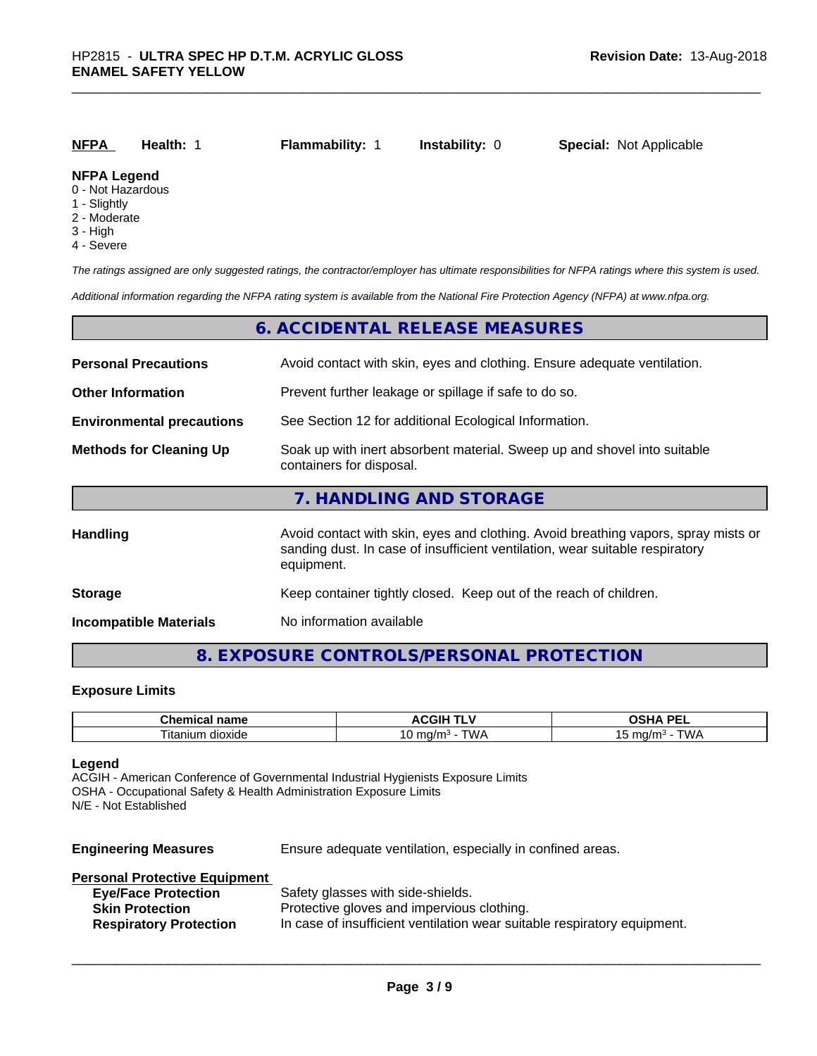| **NFPA** | **Health:** 1 | **Flammability:** 1 | **Instability:** 0 | **Special:** Not Applicable |
|---|---|---|---|---|

**NFPA Legend**
0 - Not Hazardous
1 - Slightly
2 - Moderate
3 - High
4 - Severe

*The ratings assigned are only suggested ratings, the contractor/employer has ultimate responsibilities for NFPA ratings where this system is used.*

*Additional information regarding the NFPA rating system is available from the National Fire Protection Agency (NFPA) at www.nfpa.org.*

## 6. ACCIDENTAL RELEASE MEASURES

**Personal Precautions** — Avoid contact with skin, eyes and clothing. Ensure adequate ventilation.

**Other Information** — Prevent further leakage or spillage if safe to do so.

**Environmental precautions** — See Section 12 for additional Ecological Information.

**Methods for Cleaning Up** — Soak up with inert absorbent material. Sweep up and shovel into suitable containers for disposal.

## 7. HANDLING AND STORAGE

**Handling** — Avoid contact with skin, eyes and clothing. Avoid breathing vapors, spray mists or sanding dust. In case of insufficient ventilation, wear suitable respiratory equipment.

**Storage** — Keep container tightly closed. Keep out of the reach of children.

**Incompatible Materials** — No information available

## 8. EXPOSURE CONTROLS/PERSONAL PROTECTION

### Exposure Limits

| Chemical name | ACGIH TLV | OSHA PEL |
|---|---|---|
| Titanium dioxide | 10 mg/m³ - TWA | 15 mg/m³ - TWA |

**Legend**
ACGIH - American Conference of Governmental Industrial Hygienists Exposure Limits
OSHA - Occupational Safety & Health Administration Exposure Limits
N/E - Not Established

**Engineering Measures** — Ensure adequate ventilation, especially in confined areas.

**Personal Protective Equipment**
- **Eye/Face Protection** — Safety glasses with side-shields.
- **Skin Protection** — Protective gloves and impervious clothing.
- **Respiratory Protection** — In case of insufficient ventilation wear suitable respiratory equipment.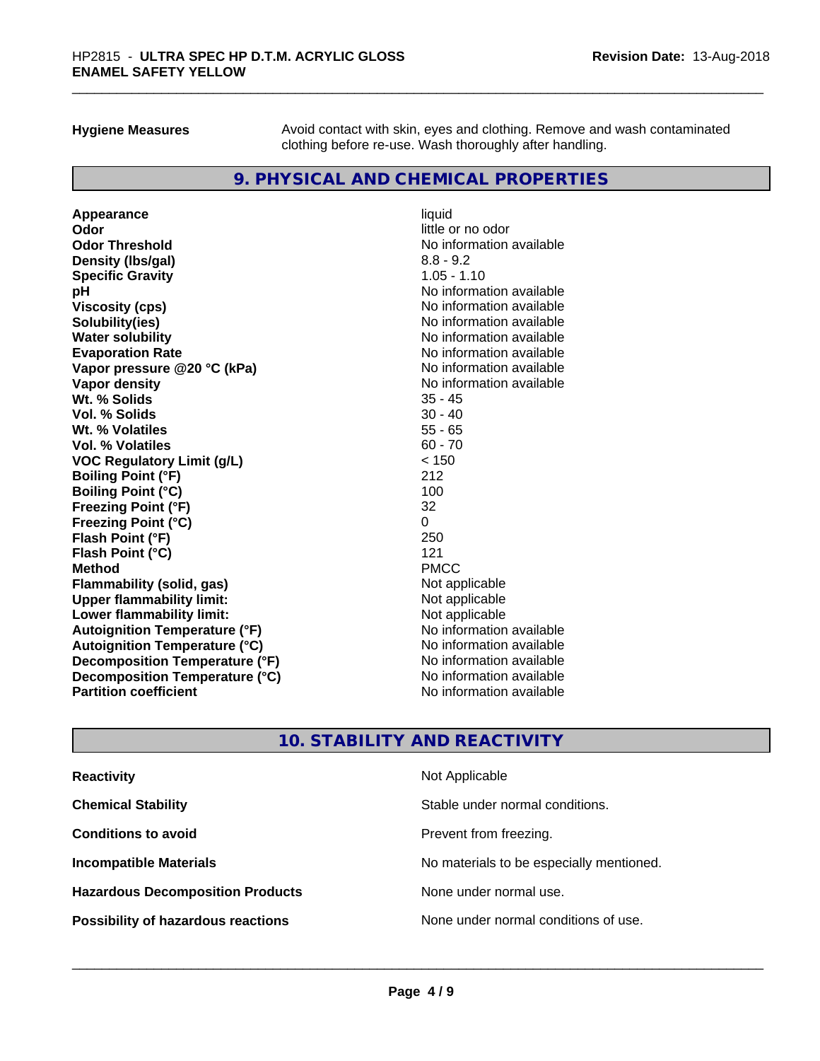| | |
|---|---|
| **Hygiene Measures** | Avoid contact with skin, eyes and clothing. Remove and wash contaminated clothing before re-use. Wash thoroughly after handling. |

## 9. PHYSICAL AND CHEMICAL PROPERTIES

| | |
|---|---|
| **Appearance** | liquid |
| **Odor** | little or no odor |
| **Odor Threshold** | No information available |
| **Density (lbs/gal)** | 8.8 - 9.2 |
| **Specific Gravity** | 1.05 - 1.10 |
| **pH** | No information available |
| **Viscosity (cps)** | No information available |
| **Solubility(ies)** | No information available |
| **Water solubility** | No information available |
| **Evaporation Rate** | No information available |
| **Vapor pressure @20 °C (kPa)** | No information available |
| **Vapor density** | No information available |
| **Wt. % Solids** | 35 - 45 |
| **Vol. % Solids** | 30 - 40 |
| **Wt. % Volatiles** | 55 - 65 |
| **Vol. % Volatiles** | 60 - 70 |
| **VOC Regulatory Limit (g/L)** | < 150 |
| **Boiling Point (°F)** | 212 |
| **Boiling Point (°C)** | 100 |
| **Freezing Point (°F)** | 32 |
| **Freezing Point (°C)** | 0 |
| **Flash Point (°F)** | 250 |
| **Flash Point (°C)** | 121 |
| **Method** | PMCC |
| **Flammability (solid, gas)** | Not applicable |
| **Upper flammability limit:** | Not applicable |
| **Lower flammability limit:** | Not applicable |
| **Autoignition Temperature (°F)** | No information available |
| **Autoignition Temperature (°C)** | No information available |
| **Decomposition Temperature (°F)** | No information available |
| **Decomposition Temperature (°C)** | No information available |
| **Partition coefficient** | No information available |

## 10. STABILITY AND REACTIVITY

| | |
|---|---|
| **Reactivity** | Not Applicable |
| **Chemical Stability** | Stable under normal conditions. |
| **Conditions to avoid** | Prevent from freezing. |
| **Incompatible Materials** | No materials to be especially mentioned. |
| **Hazardous Decomposition Products** | None under normal use. |
| **Possibility of hazardous reactions** | None under normal conditions of use. |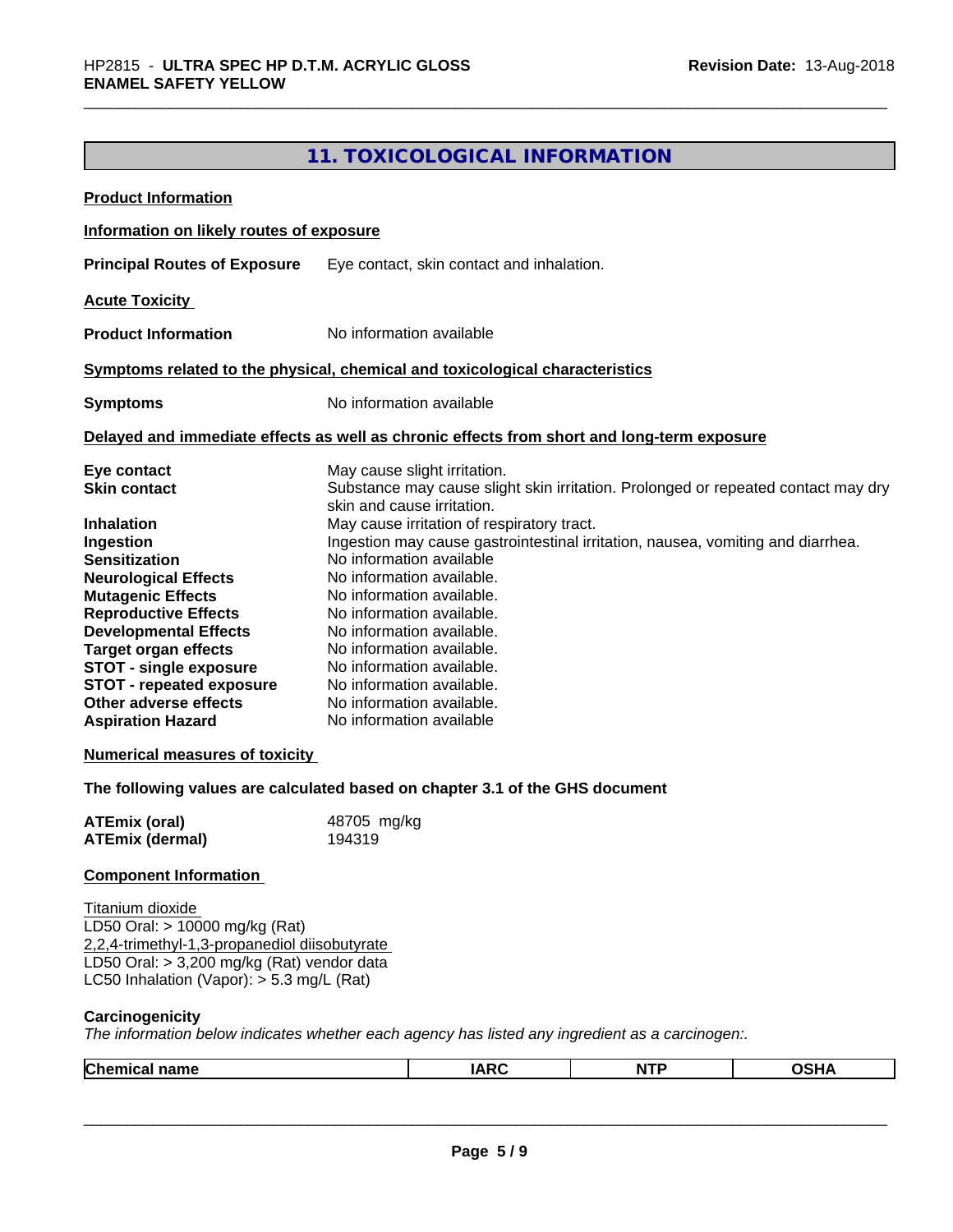## 11. TOXICOLOGICAL INFORMATION

**Product Information**

**Information on likely routes of exposure**

**Principal Routes of Exposure** Eye contact, skin contact and inhalation.

**Acute Toxicity**

**Product Information** No information available

**Symptoms related to the physical, chemical and toxicological characteristics**

**Symptoms** No information available

**Delayed and immediate effects as well as chronic effects from short and long-term exposure**

**Eye contact** May cause slight irritation.
**Skin contact** Substance may cause slight skin irritation. Prolonged or repeated contact may dry skin and cause irritation.
**Inhalation** May cause irritation of respiratory tract.
**Ingestion** Ingestion may cause gastrointestinal irritation, nausea, vomiting and diarrhea.
**Sensitization** No information available
**Neurological Effects** No information available.
**Mutagenic Effects** No information available.
**Reproductive Effects** No information available.
**Developmental Effects** No information available.
**Target organ effects** No information available.
**STOT - single exposure** No information available.
**STOT - repeated exposure** No information available.
**Other adverse effects** No information available.
**Aspiration Hazard** No information available

**Numerical measures of toxicity**

**The following values are calculated based on chapter 3.1 of the GHS document**

**ATEmix (oral)** 48705 mg/kg
**ATEmix (dermal)** 194319

**Component Information**

Titanium dioxide
LD50 Oral: > 10000 mg/kg (Rat)
2,2,4-trimethyl-1,3-propanediol diisobutyrate
LD50 Oral: > 3,200 mg/kg (Rat) vendor data
LC50 Inhalation (Vapor): > 5.3 mg/L (Rat)

**Carcinogenicity**
*The information below indicates whether each agency has listed any ingredient as a carcinogen:.*

| Chemical name | IARC | NTP | OSHA |
|---|---|---|---|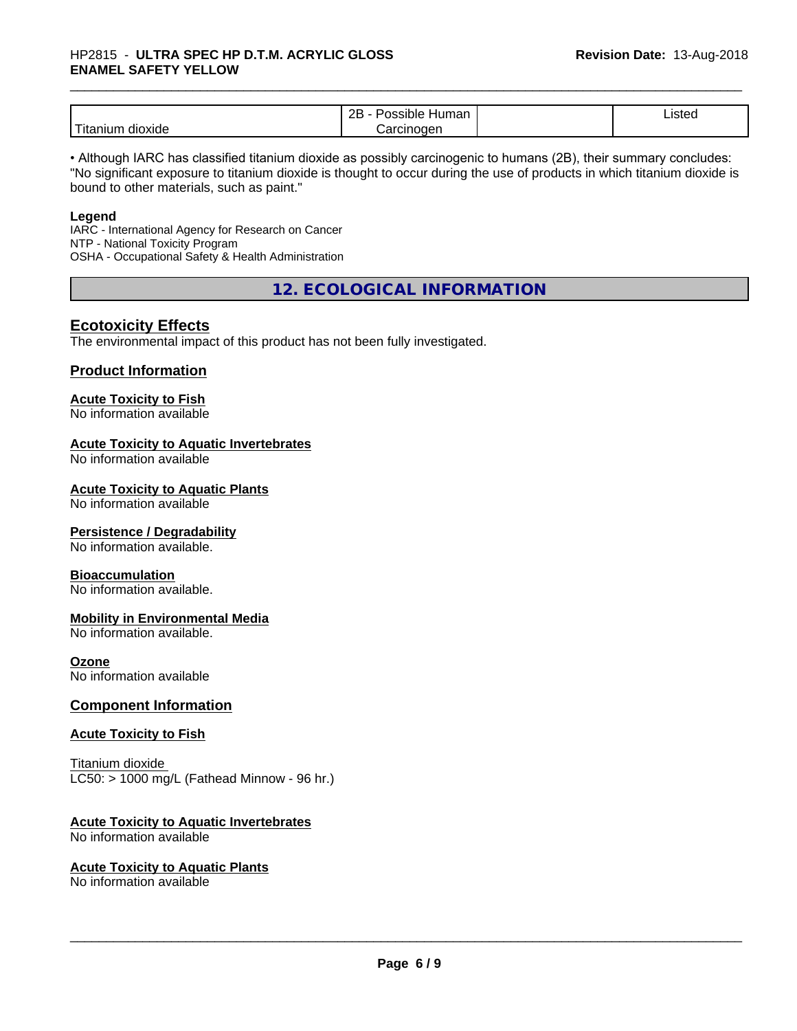| Titanium dioxide | 2B - Possible Human Carcinogen | | Listed |
|---|---|---|---|

• Although IARC has classified titanium dioxide as possibly carcinogenic to humans (2B), their summary concludes: "No significant exposure to titanium dioxide is thought to occur during the use of products in which titanium dioxide is bound to other materials, such as paint."

**Legend**
IARC - International Agency for Research on Cancer
NTP - National Toxicity Program
OSHA - Occupational Safety & Health Administration

## 12. ECOLOGICAL INFORMATION

### Ecotoxicity Effects

The environmental impact of this product has not been fully investigated.

### Product Information

**Acute Toxicity to Fish**
No information available

**Acute Toxicity to Aquatic Invertebrates**
No information available

**Acute Toxicity to Aquatic Plants**
No information available

**Persistence / Degradability**
No information available.

**Bioaccumulation**
No information available.

**Mobility in Environmental Media**
No information available.

**Ozone**
No information available

### Component Information

**Acute Toxicity to Fish**

Titanium dioxide
LC50: > 1000 mg/L (Fathead Minnow - 96 hr.)

**Acute Toxicity to Aquatic Invertebrates**
No information available

**Acute Toxicity to Aquatic Plants**
No information available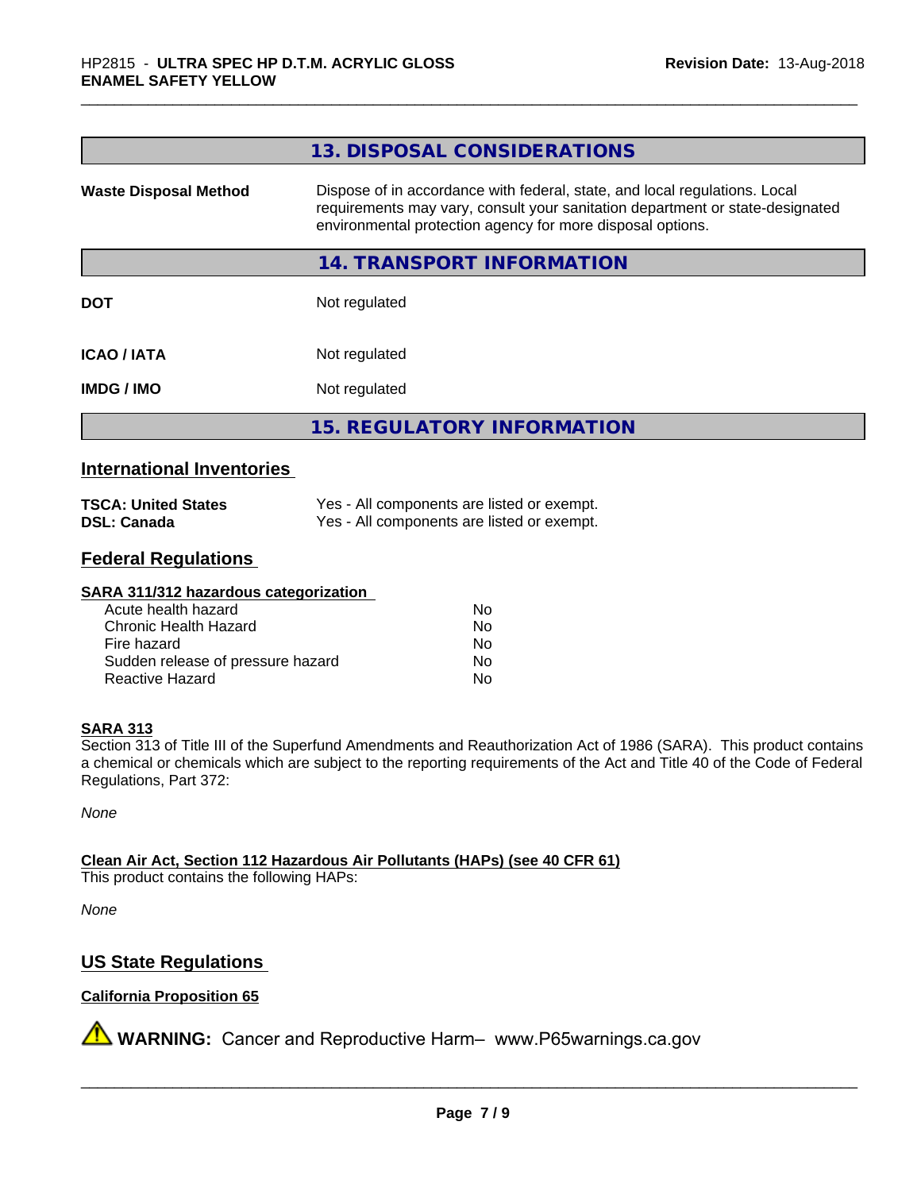## 13. DISPOSAL CONSIDERATIONS

| | |
|---|---|
| **Waste Disposal Method** | Dispose of in accordance with federal, state, and local regulations. Local requirements may vary, consult your sanitation department or state-designated environmental protection agency for more disposal options. |

## 14. TRANSPORT INFORMATION

| | |
|---|---|
| **DOT** | Not regulated |
| **ICAO / IATA** | Not regulated |
| **IMDG / IMO** | Not regulated |

## 15. REGULATORY INFORMATION

### International Inventories

| | |
|---|---|
| **TSCA: United States** | Yes - All components are listed or exempt. |
| **DSL: Canada** | Yes - All components are listed or exempt. |

### Federal Regulations

**SARA 311/312 hazardous categorization**

| | |
|---|---|
| Acute health hazard | No |
| Chronic Health Hazard | No |
| Fire hazard | No |
| Sudden release of pressure hazard | No |
| Reactive Hazard | No |

**SARA 313**

Section 313 of Title III of the Superfund Amendments and Reauthorization Act of 1986 (SARA). This product contains a chemical or chemicals which are subject to the reporting requirements of the Act and Title 40 of the Code of Federal Regulations, Part 372:

*None*

**Clean Air Act, Section 112 Hazardous Air Pollutants (HAPs) (see 40 CFR 61)**

This product contains the following HAPs:

*None*

### US State Regulations

**California Proposition 65**

⚠ **WARNING:** Cancer and Reproductive Harm– www.P65warnings.ca.gov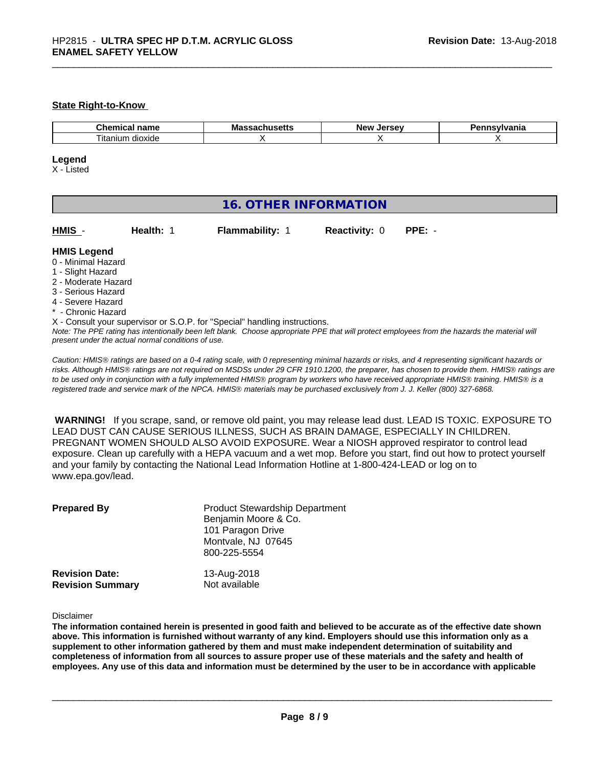**State Right-to-Know**

| Chemical name | Massachusetts | New Jersey | Pennsylvania |
|---|---|---|---|
| Titanium dioxide | X | X | X |

**Legend**

X - Listed

## 16. OTHER INFORMATION

**HMIS** - **Health:** 1 **Flammability:** 1 **Reactivity:** 0 **PPE:** -

**HMIS Legend**

0 - Minimal Hazard
1 - Slight Hazard
2 - Moderate Hazard
3 - Serious Hazard
4 - Severe Hazard
* - Chronic Hazard
X - Consult your supervisor or S.O.P. for "Special" handling instructions.

*Note: The PPE rating has intentionally been left blank. Choose appropriate PPE that will protect employees from the hazards the material will present under the actual normal conditions of use.*

*Caution: HMIS® ratings are based on a 0-4 rating scale, with 0 representing minimal hazards or risks, and 4 representing significant hazards or risks. Although HMIS® ratings are not required on MSDSs under 29 CFR 1910.1200, the preparer, has chosen to provide them. HMIS® ratings are to be used only in conjunction with a fully implemented HMIS® program by workers who have received appropriate HMIS® training. HMIS® is a registered trade and service mark of the NPCA. HMIS® materials may be purchased exclusively from J. J. Keller (800) 327-6868.*

**WARNING!** If you scrape, sand, or remove old paint, you may release lead dust. LEAD IS TOXIC. EXPOSURE TO LEAD DUST CAN CAUSE SERIOUS ILLNESS, SUCH AS BRAIN DAMAGE, ESPECIALLY IN CHILDREN. PREGNANT WOMEN SHOULD ALSO AVOID EXPOSURE. Wear a NIOSH approved respirator to control lead exposure. Clean up carefully with a HEPA vacuum and a wet mop. Before you start, find out how to protect yourself and your family by contacting the National Lead Information Hotline at 1-800-424-LEAD or log on to www.epa.gov/lead.

**Prepared By**
Product Stewardship Department
Benjamin Moore & Co.
101 Paragon Drive
Montvale, NJ 07645
800-225-5554

**Revision Date:** 13-Aug-2018
**Revision Summary** Not available

Disclaimer

**The information contained herein is presented in good faith and believed to be accurate as of the effective date shown above. This information is furnished without warranty of any kind. Employers should use this information only as a supplement to other information gathered by them and must make independent determination of suitability and completeness of information from all sources to assure proper use of these materials and the safety and health of employees. Any use of this data and information must be determined by the user to be in accordance with applicable**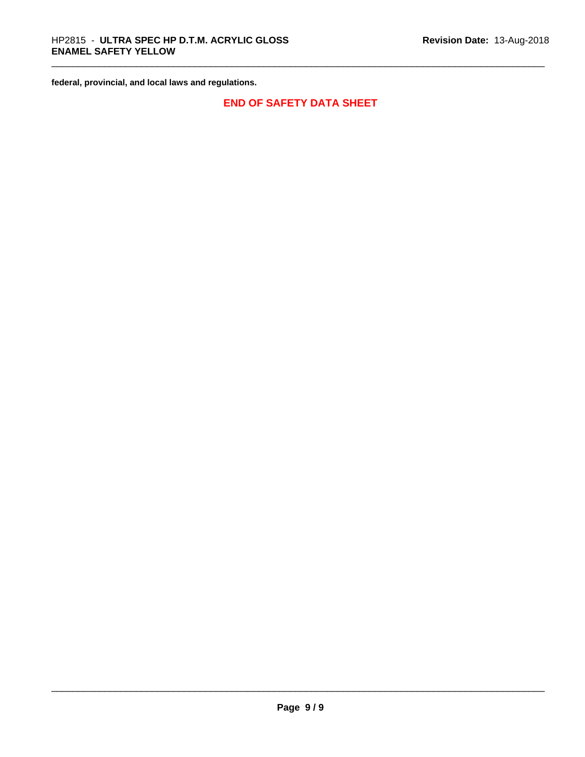**federal, provincial, and local laws and regulations.**

**END OF SAFETY DATA SHEET**